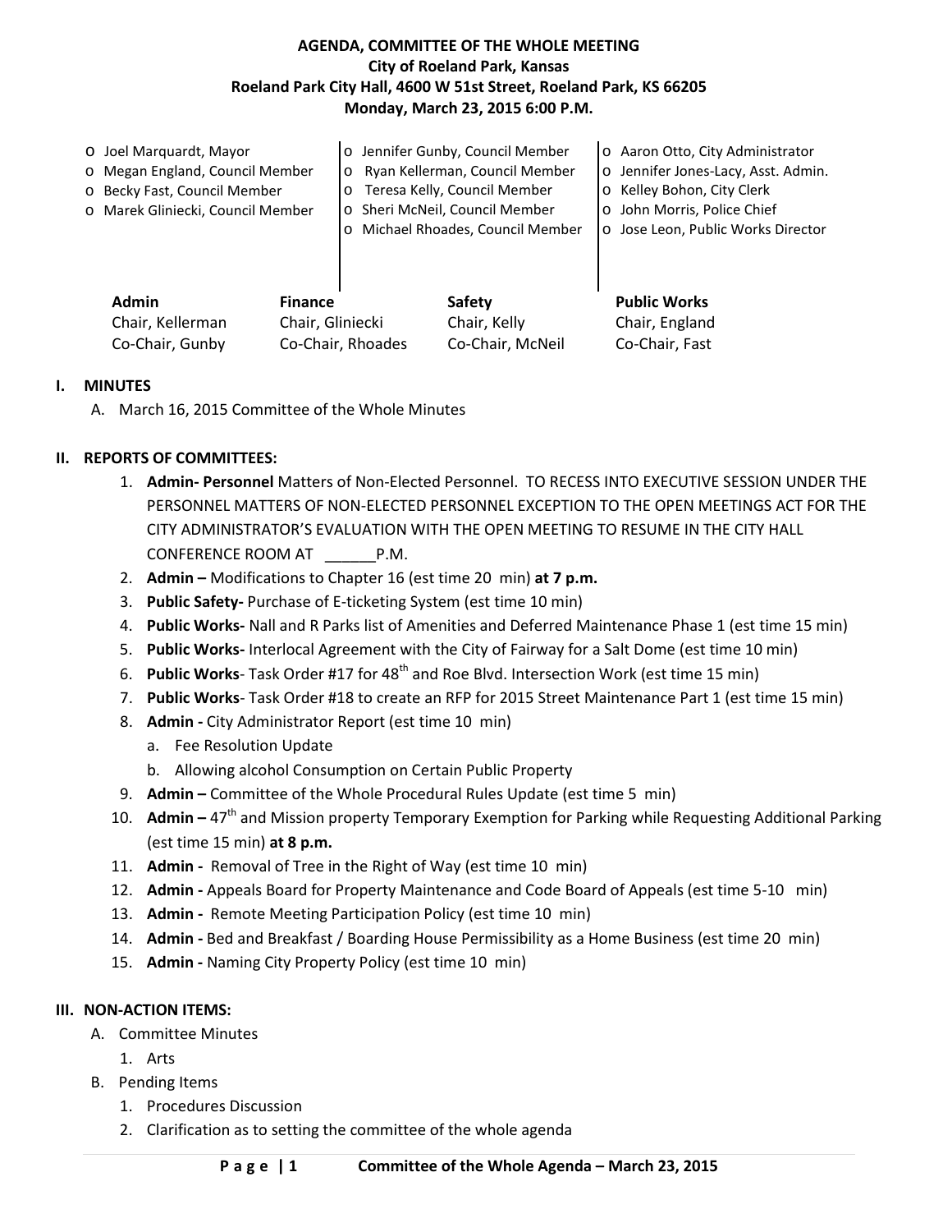# AGENDA, COMMITTEE OF THE WHOLE MEETING

**City of Roeland Park, Kansas**
**Roeland Park City Hall, 4600 W 51st Street, Roeland Park, KS 66205**
**Monday, March 23, 2015 6:00 P.M.**

- o Joel Marquardt, Mayor
- o Megan England, Council Member
- o Becky Fast, Council Member
- o Marek Gliniecki, Council Member
- o Jennifer Gunby, Council Member
- o Ryan Kellerman, Council Member
- o Teresa Kelly, Council Member
- o Sheri McNeil, Council Member
- o Michael Rhoades, Council Member
- o Aaron Otto, City Administrator
- o Jennifer Jones-Lacy, Asst. Admin.
- o Kelley Bohon, City Clerk
- o John Morris, Police Chief
- o Jose Leon, Public Works Director

| **Admin** | **Finance** | **Safety** | **Public Works** |
|---|---|---|---|
| Chair, Kellerman | Chair, Gliniecki | Chair, Kelly | Chair, England |
| Co-Chair, Gunby | Co-Chair, Rhoades | Co-Chair, McNeil | Co-Chair, Fast |

## I. MINUTES

A. March 16, 2015 Committee of the Whole Minutes

## II. REPORTS OF COMMITTEES:

1. **Admin- Personnel** Matters of Non-Elected Personnel. TO RECESS INTO EXECUTIVE SESSION UNDER THE PERSONNEL MATTERS OF NON-ELECTED PERSONNEL EXCEPTION TO THE OPEN MEETINGS ACT FOR THE CITY ADMINISTRATOR'S EVALUATION WITH THE OPEN MEETING TO RESUME IN THE CITY HALL CONFERENCE ROOM AT ______P.M.
2. **Admin –** Modifications to Chapter 16 (est time 20 min) **at 7 p.m.**
3. **Public Safety-** Purchase of E-ticketing System (est time 10 min)
4. **Public Works-** Nall and R Parks list of Amenities and Deferred Maintenance Phase 1 (est time 15 min)
5. **Public Works-** Interlocal Agreement with the City of Fairway for a Salt Dome (est time 10 min)
6. **Public Works**- Task Order #17 for 48th and Roe Blvd. Intersection Work (est time 15 min)
7. **Public Works**- Task Order #18 to create an RFP for 2015 Street Maintenance Part 1 (est time 15 min)
8. **Admin -** City Administrator Report (est time 10 min)
   a. Fee Resolution Update
   b. Allowing alcohol Consumption on Certain Public Property
9. **Admin –** Committee of the Whole Procedural Rules Update (est time 5 min)
10. **Admin –** 47th and Mission property Temporary Exemption for Parking while Requesting Additional Parking (est time 15 min) **at 8 p.m.**
11. **Admin -** Removal of Tree in the Right of Way (est time 10 min)
12. **Admin -** Appeals Board for Property Maintenance and Code Board of Appeals (est time 5-10 min)
13. **Admin -** Remote Meeting Participation Policy (est time 10 min)
14. **Admin -** Bed and Breakfast / Boarding House Permissibility as a Home Business (est time 20 min)
15. **Admin -** Naming City Property Policy (est time 10 min)

## III. NON-ACTION ITEMS:

A. Committee Minutes
   1. Arts

B. Pending Items
   1. Procedures Discussion
   2. Clarification as to setting the committee of the whole agenda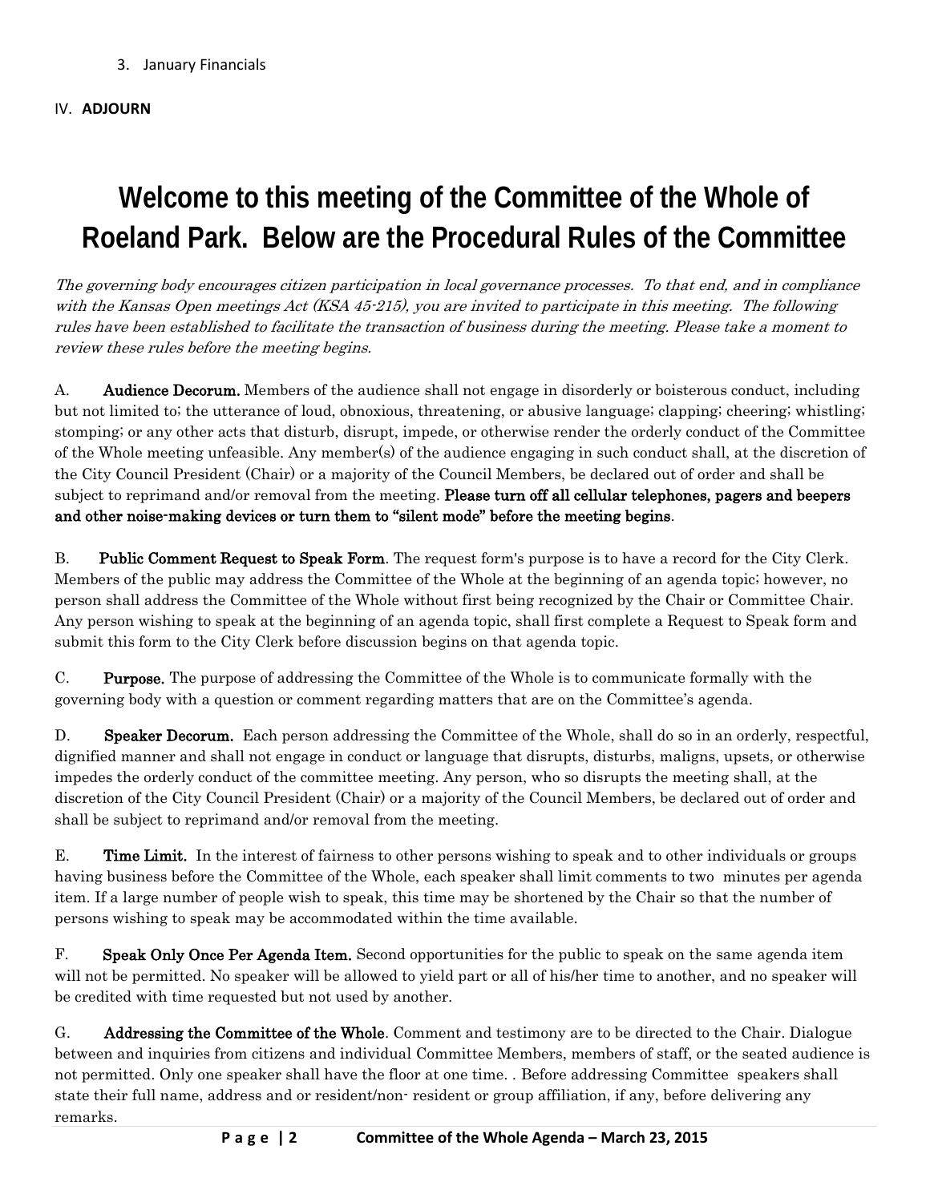3. January Financials

IV. **ADJOURN**

# Welcome to this meeting of the Committee of the Whole of Roeland Park. Below are the Procedural Rules of the Committee

*The governing body encourages citizen participation in local governance processes. To that end, and in compliance with the Kansas Open meetings Act (KSA 45-215), you are invited to participate in this meeting. The following rules have been established to facilitate the transaction of business during the meeting. Please take a moment to review these rules before the meeting begins.*

A. **Audience Decorum.** Members of the audience shall not engage in disorderly or boisterous conduct, including but not limited to; the utterance of loud, obnoxious, threatening, or abusive language; clapping; cheering; whistling; stomping; or any other acts that disturb, disrupt, impede, or otherwise render the orderly conduct of the Committee of the Whole meeting unfeasible. Any member(s) of the audience engaging in such conduct shall, at the discretion of the City Council President (Chair) or a majority of the Council Members, be declared out of order and shall be subject to reprimand and/or removal from the meeting. **Please turn off all cellular telephones, pagers and beepers and other noise-making devices or turn them to "silent mode" before the meeting begins**.

B. **Public Comment Request to Speak Form**. The request form's purpose is to have a record for the City Clerk. Members of the public may address the Committee of the Whole at the beginning of an agenda topic; however, no person shall address the Committee of the Whole without first being recognized by the Chair or Committee Chair. Any person wishing to speak at the beginning of an agenda topic, shall first complete a Request to Speak form and submit this form to the City Clerk before discussion begins on that agenda topic.

C. **Purpose.** The purpose of addressing the Committee of the Whole is to communicate formally with the governing body with a question or comment regarding matters that are on the Committee's agenda.

D. **Speaker Decorum.** Each person addressing the Committee of the Whole, shall do so in an orderly, respectful, dignified manner and shall not engage in conduct or language that disrupts, disturbs, maligns, upsets, or otherwise impedes the orderly conduct of the committee meeting. Any person, who so disrupts the meeting shall, at the discretion of the City Council President (Chair) or a majority of the Council Members, be declared out of order and shall be subject to reprimand and/or removal from the meeting.

E. **Time Limit.** In the interest of fairness to other persons wishing to speak and to other individuals or groups having business before the Committee of the Whole, each speaker shall limit comments to two minutes per agenda item. If a large number of people wish to speak, this time may be shortened by the Chair so that the number of persons wishing to speak may be accommodated within the time available.

F. **Speak Only Once Per Agenda Item.** Second opportunities for the public to speak on the same agenda item will not be permitted. No speaker will be allowed to yield part or all of his/her time to another, and no speaker will be credited with time requested but not used by another.

G. **Addressing the Committee of the Whole**. Comment and testimony are to be directed to the Chair. Dialogue between and inquiries from citizens and individual Committee Members, members of staff, or the seated audience is not permitted. Only one speaker shall have the floor at one time. . Before addressing Committee speakers shall state their full name, address and or resident/non- resident or group affiliation, if any, before delivering any remarks.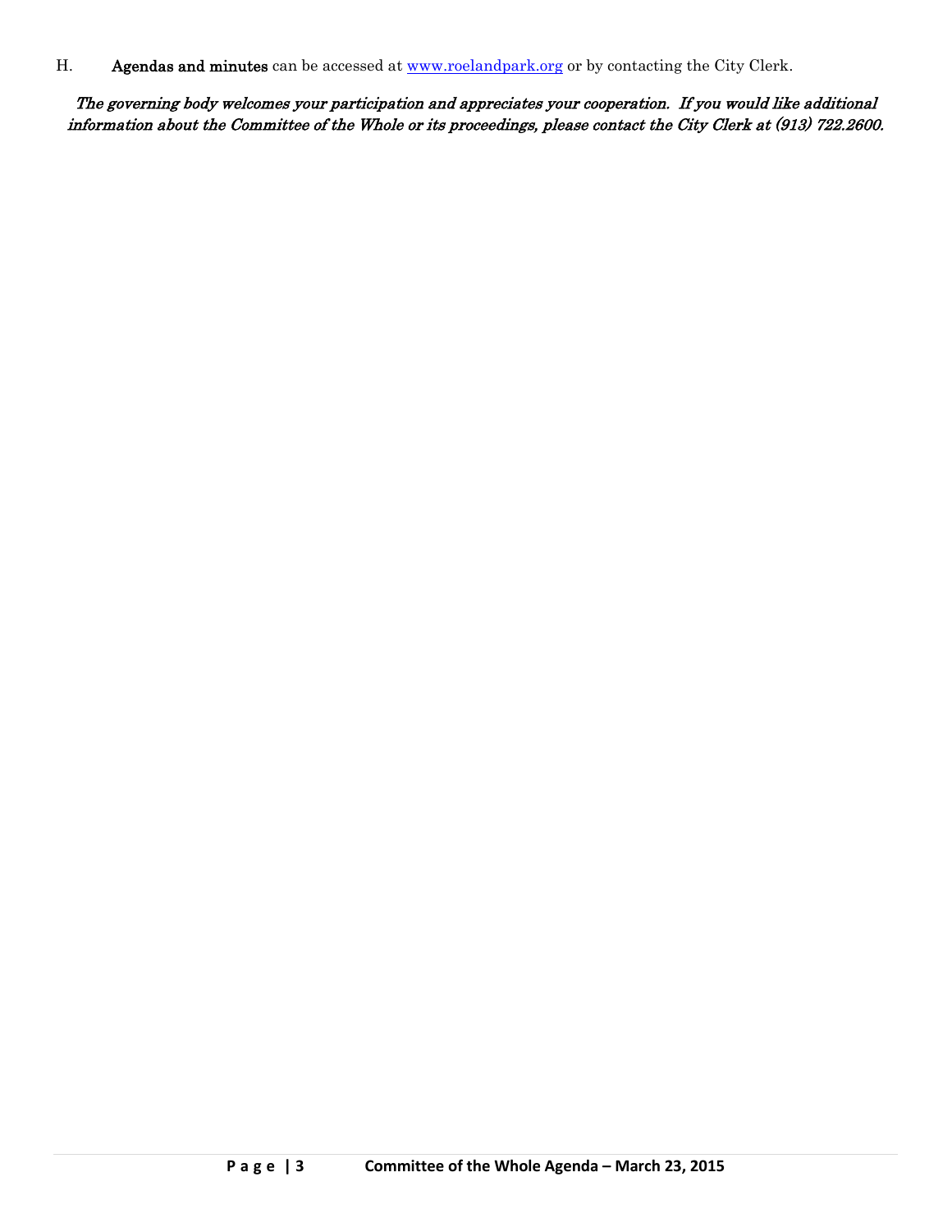H. **Agendas and minutes** can be accessed at [www.roelandpark.org](http://www.roelandpark.org) or by contacting the City Clerk.

***The governing body welcomes your participation and appreciates your cooperation. If you would like additional information about the Committee of the Whole or its proceedings, please contact the City Clerk at (913) 722.2600.***